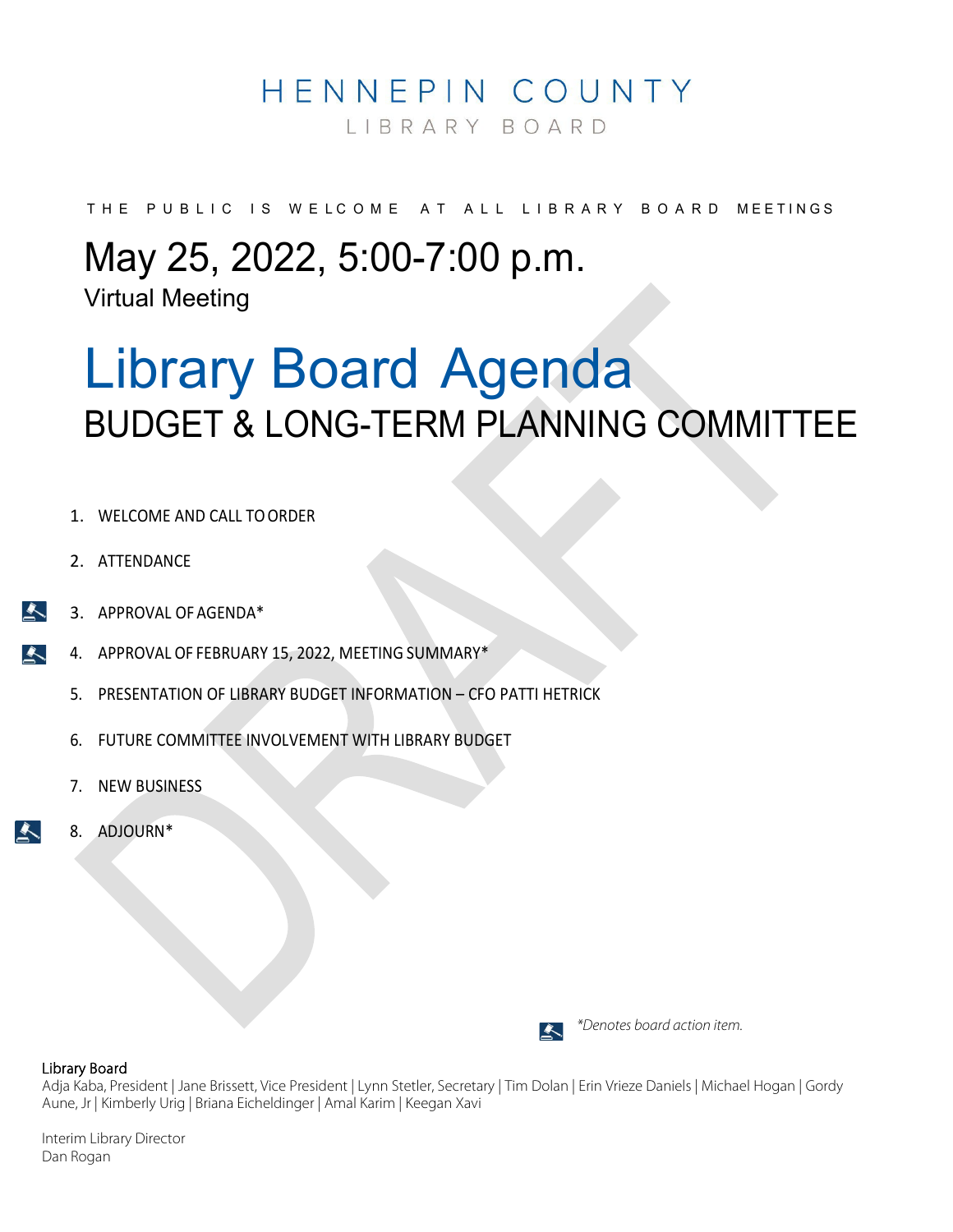# HENNEPIN COUNTY

LIBRARY BOARD

THE PUBLIC IS WELCOME AT ALL LIBRARY BOARD MEETINGS

## May 25, 2022, 5:00-7:00 p.m.

Virtual Meeting

# Library Board Agenda

## BUDGET & LONG-TERM PLANNING COMMITTEE

1. WELCOME AND CALL TO ORDER
2. ATTENDANCE
3. APPROVAL OF AGENDA*
4. APPROVAL OF FEBRUARY 15, 2022, MEETING SUMMARY*
5. PRESENTATION OF LIBRARY BUDGET INFORMATION – CFO PATTI HETRICK
6. FUTURE COMMITTEE INVOLVEMENT WITH LIBRARY BUDGET
7. NEW BUSINESS
8. ADJOURN*

*\*Denotes board action item.*

**Library Board**

Adja Kaba, President | Jane Brissett, Vice President | Lynn Stetler, Secretary | Tim Dolan | Erin Vrieze Daniels | Michael Hogan | Gordy Aune, Jr | Kimberly Urig | Briana Eicheldinger | Amal Karim | Keegan Xavi

Interim Library Director

Dan Rogan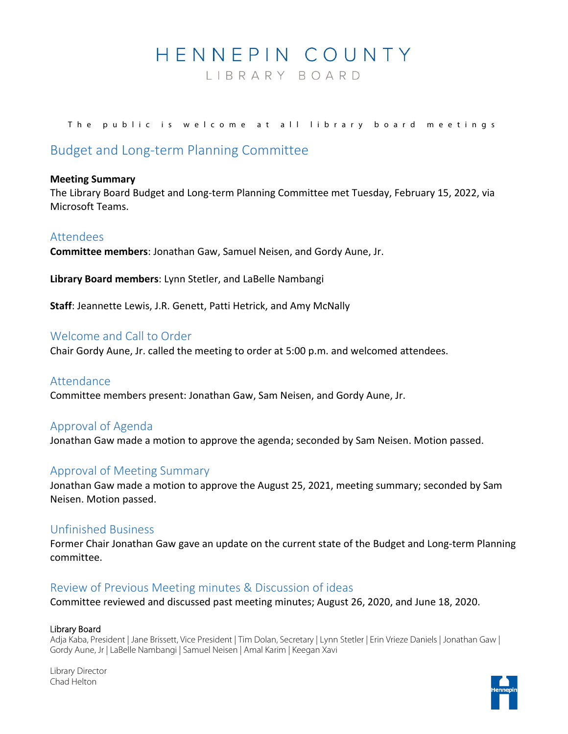// HENNEPIN COUNTY

LIBRARY BOARD

The public is welcome at all library board meetings

# Budget and Long-term Planning Committee

**Meeting Summary**

The Library Board Budget and Long-term Planning Committee met Tuesday, February 15, 2022, via Microsoft Teams.

## Attendees

**Committee members**: Jonathan Gaw, Samuel Neisen, and Gordy Aune, Jr.

**Library Board members**: Lynn Stetler, and LaBelle Nambangi

**Staff**: Jeannette Lewis, J.R. Genett, Patti Hetrick, and Amy McNally

## Welcome and Call to Order

Chair Gordy Aune, Jr. called the meeting to order at 5:00 p.m. and welcomed attendees.

## Attendance

Committee members present: Jonathan Gaw, Sam Neisen, and Gordy Aune, Jr.

## Approval of Agenda

Jonathan Gaw made a motion to approve the agenda; seconded by Sam Neisen. Motion passed.

## Approval of Meeting Summary

Jonathan Gaw made a motion to approve the August 25, 2021, meeting summary; seconded by Sam Neisen. Motion passed.

## Unfinished Business

Former Chair Jonathan Gaw gave an update on the current state of the Budget and Long-term Planning committee.

## Review of Previous Meeting minutes & Discussion of ideas

Committee reviewed and discussed past meeting minutes; August 26, 2020, and June 18, 2020.

Library Board

Adja Kaba, President | Jane Brissett, Vice President | Tim Dolan, Secretary | Lynn Stetler | Erin Vrieze Daniels | Jonathan Gaw | Gordy Aune, Jr | LaBelle Nambangi | Samuel Neisen | Amal Karim | Keegan Xavi

Library Director
Chad Helton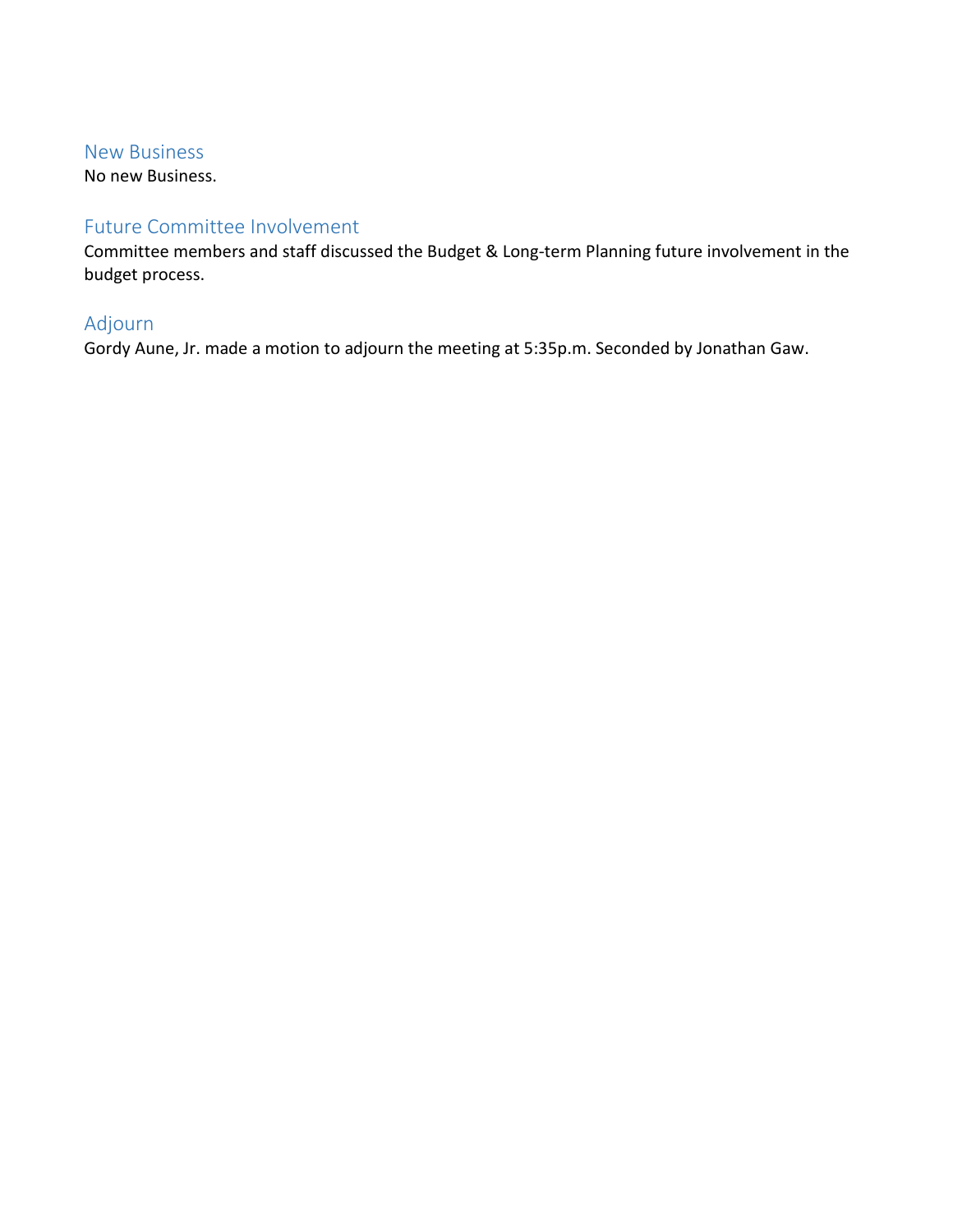## New Business

No new Business.

## Future Committee Involvement

Committee members and staff discussed the Budget & Long-term Planning future involvement in the budget process.

## Adjourn

Gordy Aune, Jr. made a motion to adjourn the meeting at 5:35p.m. Seconded by Jonathan Gaw.